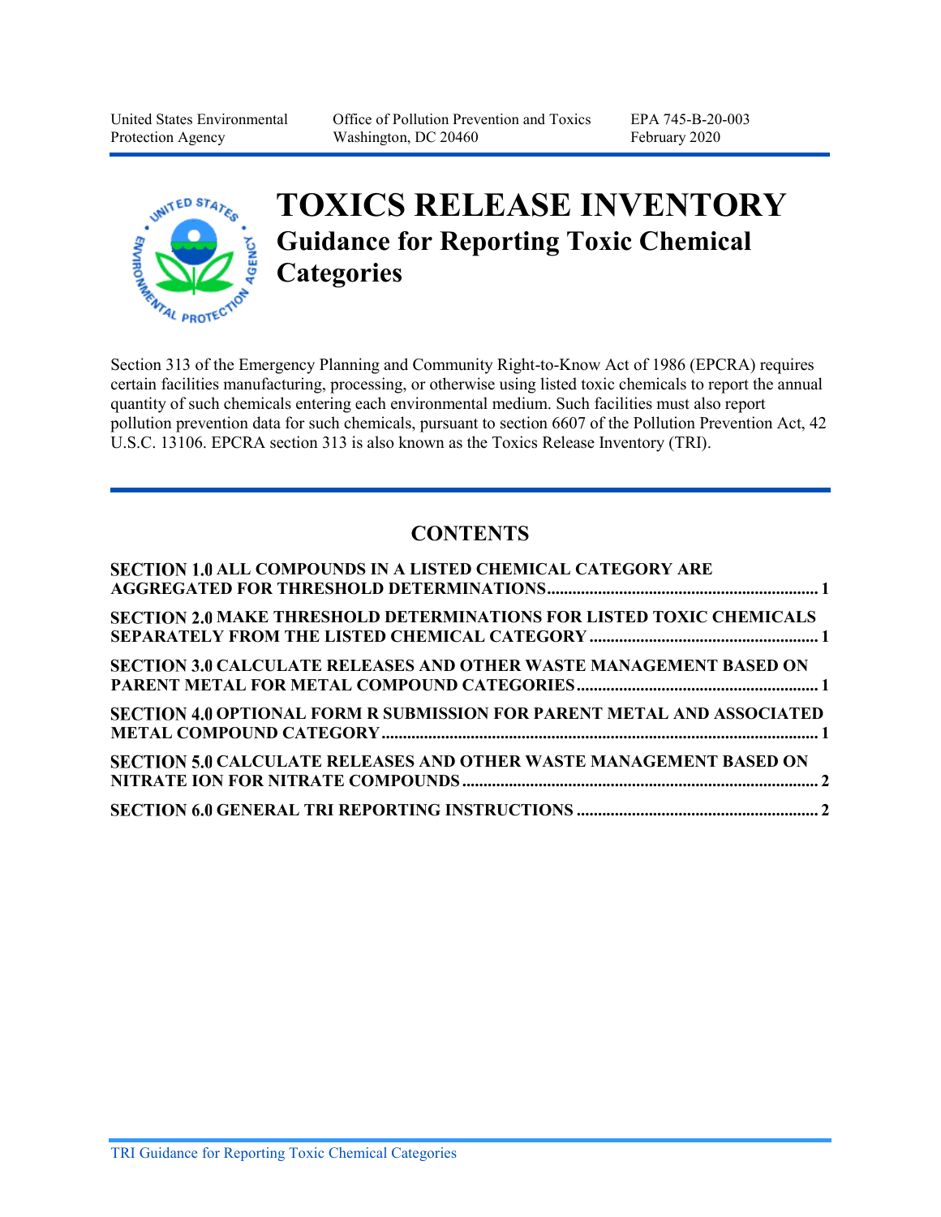United States Environmental Protection Agency | Office of Pollution Prevention and Toxics, Washington, DC 20460 | EPA 745-B-20-003, February 2020

# TOXICS RELEASE INVENTORY

## Guidance for Reporting Toxic Chemical Categories

Section 313 of the Emergency Planning and Community Right-to-Know Act of 1986 (EPCRA) requires certain facilities manufacturing, processing, or otherwise using listed toxic chemicals to report the annual quantity of such chemicals entering each environmental medium. Such facilities must also report pollution prevention data for such chemicals, pursuant to section 6607 of the Pollution Prevention Act, 42 U.S.C. 13106. EPCRA section 313 is also known as the Toxics Release Inventory (TRI).

## CONTENTS

**SECTION 1.0 ALL COMPOUNDS IN A LISTED CHEMICAL CATEGORY ARE AGGREGATED FOR THRESHOLD DETERMINATIONS** ..... 1

**SECTION 2.0 MAKE THRESHOLD DETERMINATIONS FOR LISTED TOXIC CHEMICALS SEPARATELY FROM THE LISTED CHEMICAL CATEGORY** ..... 1

**SECTION 3.0 CALCULATE RELEASES AND OTHER WASTE MANAGEMENT BASED ON PARENT METAL FOR METAL COMPOUND CATEGORIES** ..... 1

**SECTION 4.0 OPTIONAL FORM R SUBMISSION FOR PARENT METAL AND ASSOCIATED METAL COMPOUND CATEGORY** ..... 1

**SECTION 5.0 CALCULATE RELEASES AND OTHER WASTE MANAGEMENT BASED ON NITRATE ION FOR NITRATE COMPOUNDS** ..... 2

**SECTION 6.0 GENERAL TRI REPORTING INSTRUCTIONS** ..... 2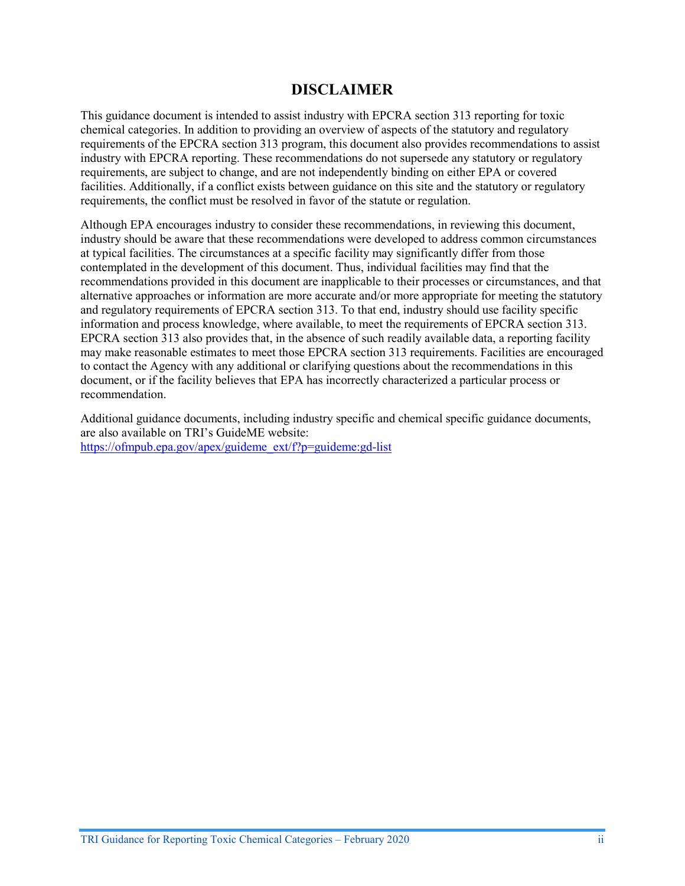# DISCLAIMER

This guidance document is intended to assist industry with EPCRA section 313 reporting for toxic chemical categories. In addition to providing an overview of aspects of the statutory and regulatory requirements of the EPCRA section 313 program, this document also provides recommendations to assist industry with EPCRA reporting. These recommendations do not supersede any statutory or regulatory requirements, are subject to change, and are not independently binding on either EPA or covered facilities. Additionally, if a conflict exists between guidance on this site and the statutory or regulatory requirements, the conflict must be resolved in favor of the statute or regulation.

Although EPA encourages industry to consider these recommendations, in reviewing this document, industry should be aware that these recommendations were developed to address common circumstances at typical facilities. The circumstances at a specific facility may significantly differ from those contemplated in the development of this document. Thus, individual facilities may find that the recommendations provided in this document are inapplicable to their processes or circumstances, and that alternative approaches or information are more accurate and/or more appropriate for meeting the statutory and regulatory requirements of EPCRA section 313. To that end, industry should use facility specific information and process knowledge, where available, to meet the requirements of EPCRA section 313. EPCRA section 313 also provides that, in the absence of such readily available data, a reporting facility may make reasonable estimates to meet those EPCRA section 313 requirements. Facilities are encouraged to contact the Agency with any additional or clarifying questions about the recommendations in this document, or if the facility believes that EPA has incorrectly characterized a particular process or recommendation.

Additional guidance documents, including industry specific and chemical specific guidance documents, are also available on TRI's GuideME website: https://ofmpub.epa.gov/apex/guideme_ext/f?p=guideme:gd-list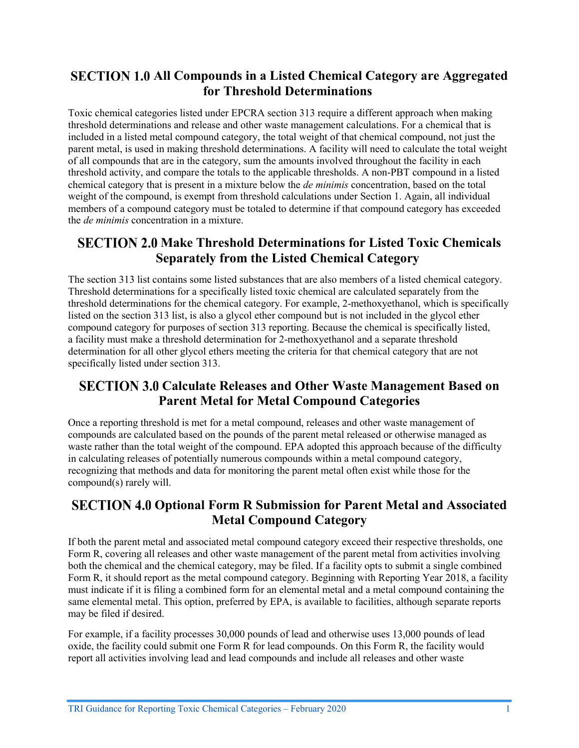## SECTION 1.0 All Compounds in a Listed Chemical Category are Aggregated for Threshold Determinations

Toxic chemical categories listed under EPCRA section 313 require a different approach when making threshold determinations and release and other waste management calculations. For a chemical that is included in a listed metal compound category, the total weight of that chemical compound, not just the parent metal, is used in making threshold determinations. A facility will need to calculate the total weight of all compounds that are in the category, sum the amounts involved throughout the facility in each threshold activity, and compare the totals to the applicable thresholds. A non-PBT compound in a listed chemical category that is present in a mixture below the *de minimis* concentration, based on the total weight of the compound, is exempt from threshold calculations under Section 1. Again, all individual members of a compound category must be totaled to determine if that compound category has exceeded the *de minimis* concentration in a mixture.

## SECTION 2.0 Make Threshold Determinations for Listed Toxic Chemicals Separately from the Listed Chemical Category

The section 313 list contains some listed substances that are also members of a listed chemical category. Threshold determinations for a specifically listed toxic chemical are calculated separately from the threshold determinations for the chemical category. For example, 2-methoxyethanol, which is specifically listed on the section 313 list, is also a glycol ether compound but is not included in the glycol ether compound category for purposes of section 313 reporting. Because the chemical is specifically listed, a facility must make a threshold determination for 2-methoxyethanol and a separate threshold determination for all other glycol ethers meeting the criteria for that chemical category that are not specifically listed under section 313.

## SECTION 3.0 Calculate Releases and Other Waste Management Based on Parent Metal for Metal Compound Categories

Once a reporting threshold is met for a metal compound, releases and other waste management of compounds are calculated based on the pounds of the parent metal released or otherwise managed as waste rather than the total weight of the compound. EPA adopted this approach because of the difficulty in calculating releases of potentially numerous compounds within a metal compound category, recognizing that methods and data for monitoring the parent metal often exist while those for the compound(s) rarely will.

## SECTION 4.0 Optional Form R Submission for Parent Metal and Associated Metal Compound Category

If both the parent metal and associated metal compound category exceed their respective thresholds, one Form R, covering all releases and other waste management of the parent metal from activities involving both the chemical and the chemical category, may be filed. If a facility opts to submit a single combined Form R, it should report as the metal compound category. Beginning with Reporting Year 2018, a facility must indicate if it is filing a combined form for an elemental metal and a metal compound containing the same elemental metal. This option, preferred by EPA, is available to facilities, although separate reports may be filed if desired.

For example, if a facility processes 30,000 pounds of lead and otherwise uses 13,000 pounds of lead oxide, the facility could submit one Form R for lead compounds. On this Form R, the facility would report all activities involving lead and lead compounds and include all releases and other waste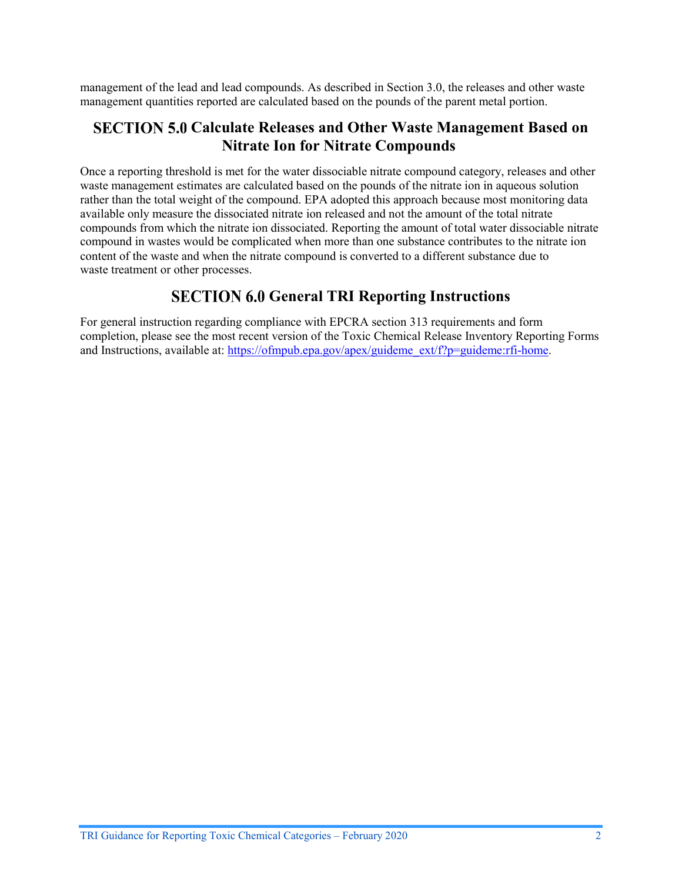management of the lead and lead compounds. As described in Section 3.0, the releases and other waste management quantities reported are calculated based on the pounds of the parent metal portion.

## SECTION 5.0 Calculate Releases and Other Waste Management Based on Nitrate Ion for Nitrate Compounds

Once a reporting threshold is met for the water dissociable nitrate compound category, releases and other waste management estimates are calculated based on the pounds of the nitrate ion in aqueous solution rather than the total weight of the compound. EPA adopted this approach because most monitoring data available only measure the dissociated nitrate ion released and not the amount of the total nitrate compounds from which the nitrate ion dissociated. Reporting the amount of total water dissociable nitrate compound in wastes would be complicated when more than one substance contributes to the nitrate ion content of the waste and when the nitrate compound is converted to a different substance due to waste treatment or other processes.

## SECTION 6.0 General TRI Reporting Instructions

For general instruction regarding compliance with EPCRA section 313 requirements and form completion, please see the most recent version of the Toxic Chemical Release Inventory Reporting Forms and Instructions, available at: https://ofmpub.epa.gov/apex/guideme_ext/f?p=guideme:rfi-home.